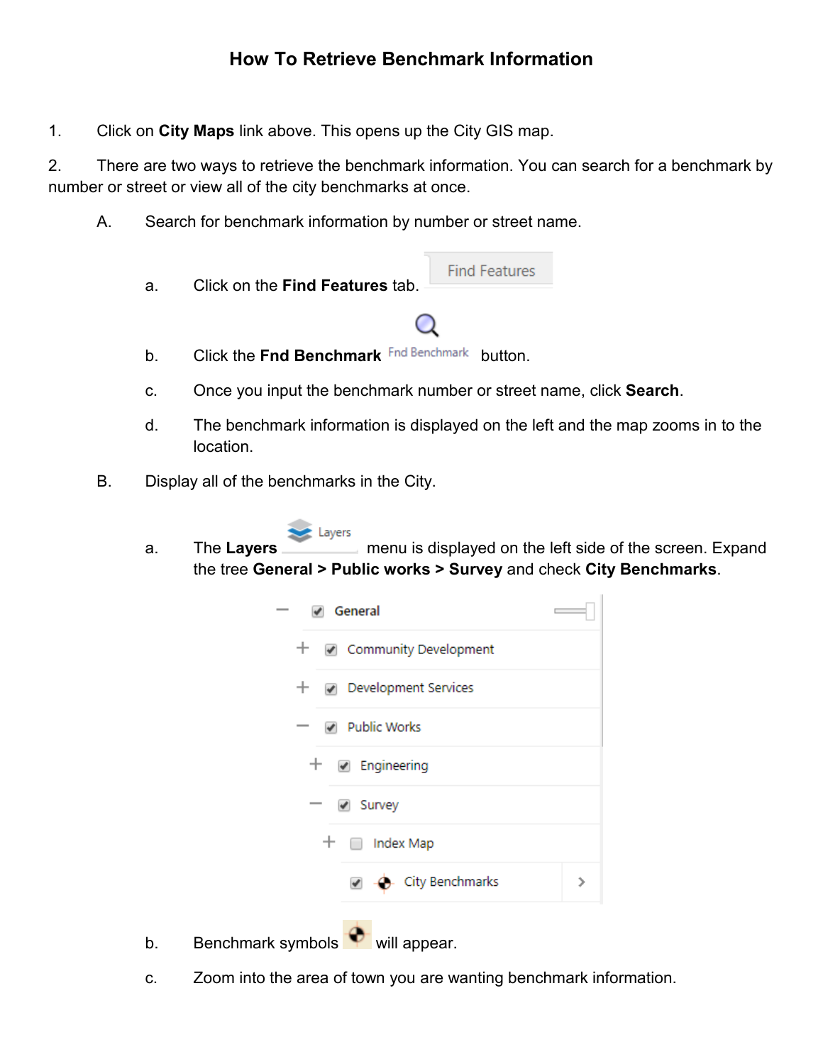# How To Retrieve Benchmark Information

1. Click on **City Maps** link above. This opens up the City GIS map.

2. There are two ways to retrieve the benchmark information. You can search for a benchmark by number or street or view all of the city benchmarks at once.

   A. Search for benchmark information by number or street name.

      a. Click on the **Find Features** tab. Find Features

      b. Click the **Fnd Benchmark** Fnd Benchmark button.

      c. Once you input the benchmark number or street name, click **Search**.

      d. The benchmark information is displayed on the left and the map zooms in to the location.

   B. Display all of the benchmarks in the City.

      a. The **Layers** Layers menu is displayed on the left side of the screen. Expand the tree **General > Public works > Survey** and check **City Benchmarks**.

      - General
        - Community Development
        - Development Services
        - Public Works
          - Engineering
          - Survey
            - Index Map
            - City Benchmarks

      b. Benchmark symbols will appear.

      c. Zoom into the area of town you are wanting benchmark information.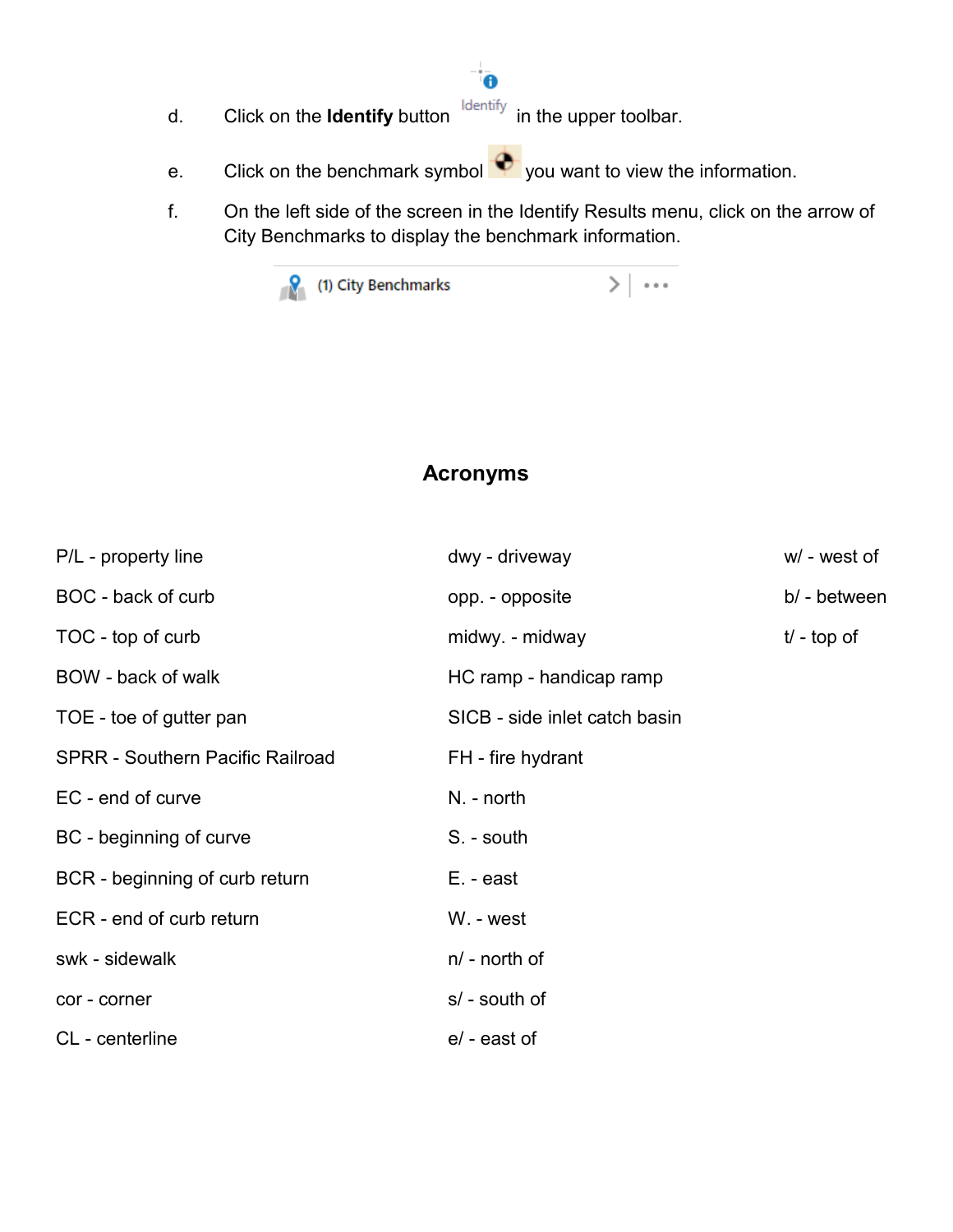d. Click on the **Identify** button Identify in the upper toolbar.

e. Click on the benchmark symbol you want to view the information.

f. On the left side of the screen in the Identify Results menu, click on the arrow of City Benchmarks to display the benchmark information.

(1) City Benchmarks

## Acronyms

P/L - property line

BOC - back of curb

TOC - top of curb

BOW - back of walk

TOE - toe of gutter pan

SPRR - Southern Pacific Railroad

EC - end of curve

BC - beginning of curve

BCR - beginning of curb return

ECR - end of curb return

swk - sidewalk

cor - corner

CL - centerline

dwy - driveway

opp. - opposite

midwy. - midway

HC ramp - handicap ramp

SICB - side inlet catch basin

FH - fire hydrant

N. - north

S. - south

E. - east

W. - west

n/ - north of

s/ - south of

e/ - east of

w/ - west of

b/ - between

t/ - top of